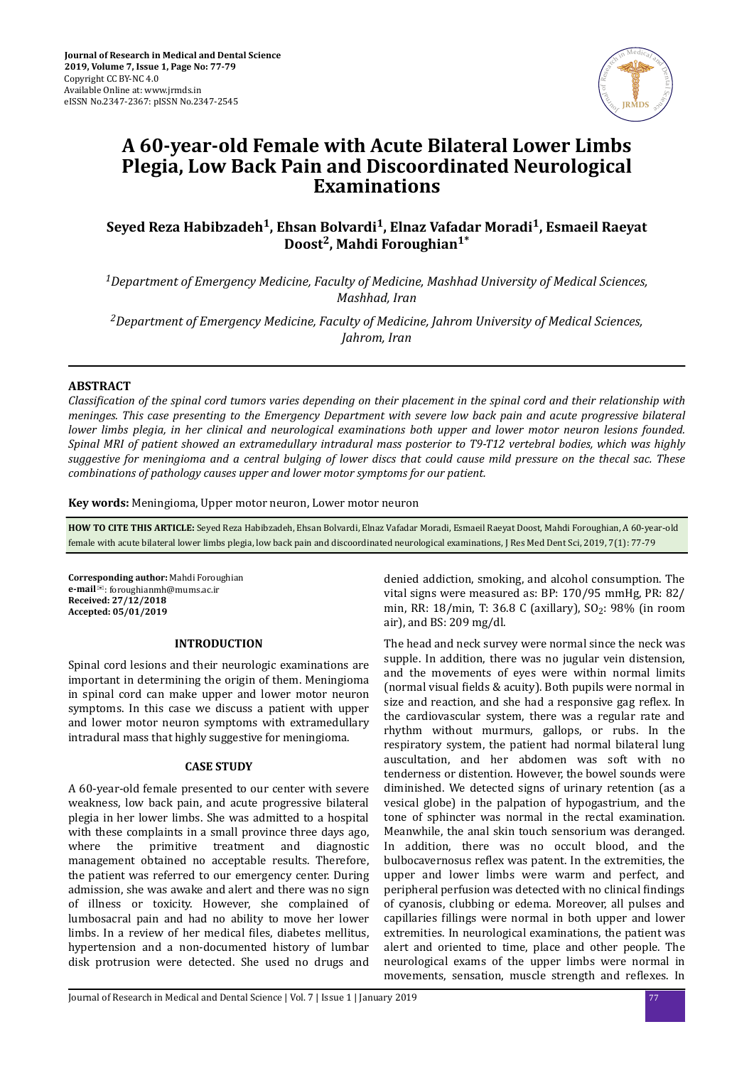# A 60-year-old Female with Acute Bilateral Lower Limbs Plegia, Low Back Pain and Discoordinated Neurological Examinations

**Seyed Reza Habibzadeh[1], Ehsan Bolvardi[1], Elnaz Vafadar Moradi[1], Esmaeil Raeyat Doost[2], Mahdi Foroughian[1*]**

*[1]Department of Emergency Medicine, Faculty of Medicine, Mashhad University of Medical Sciences, Mashhad, Iran*

*[2]Department of Emergency Medicine, Faculty of Medicine, Jahrom University of Medical Sciences, Jahrom, Iran*

## ABSTRACT

*Classification of the spinal cord tumors varies depending on their placement in the spinal cord and their relationship with meninges. This case presenting to the Emergency Department with severe low back pain and acute progressive bilateral lower limbs plegia, in her clinical and neurological examinations both upper and lower motor neuron lesions founded. Spinal MRI of patient showed an extramedullary intradural mass posterior to T9-T12 vertebral bodies, which was highly suggestive for meningioma and a central bulging of lower discs that could cause mild pressure on the thecal sac. These combinations of pathology causes upper and lower motor symptoms for our patient.*

**Key words:** Meningioma, Upper motor neuron, Lower motor neuron

**HOW TO CITE THIS ARTICLE:** Seyed Reza Habibzadeh, Ehsan Bolvardi, Elnaz Vafadar Moradi, Esmaeil Raeyat Doost, Mahdi Foroughian, A 60-year-old female with acute bilateral lower limbs plegia, low back pain and discoordinated neurological examinations, J Res Med Dent Sci, 2019, 7(1): 77-79

**Corresponding author:** Mahdi Foroughian
**e-mail**✉: foroughianmh@mums.ac.ir
**Received: 27/12/2018**
**Accepted: 05/01/2019**

## INTRODUCTION

Spinal cord lesions and their neurologic examinations are important in determining the origin of them. Meningioma in spinal cord can make upper and lower motor neuron symptoms. In this case we discuss a patient with upper and lower motor neuron symptoms with extramedullary intradural mass that highly suggestive for meningioma.

## CASE STUDY

A 60-year-old female presented to our center with severe weakness, low back pain, and acute progressive bilateral plegia in her lower limbs. She was admitted to a hospital with these complaints in a small province three days ago, where the primitive treatment and diagnostic management obtained no acceptable results. Therefore, the patient was referred to our emergency center. During admission, she was awake and alert and there was no sign of illness or toxicity. However, she complained of lumbosacral pain and had no ability to move her lower limbs. In a review of her medical files, diabetes mellitus, hypertension and a non-documented history of lumbar disk protrusion were detected. She used no drugs and denied addiction, smoking, and alcohol consumption. The vital signs were measured as: BP: 170/95 mmHg, PR: 82/min, RR: 18/min, T: 36.8 C (axillary), $SO_2$: 98% (in room air), and BS: 209 mg/dl.

The head and neck survey were normal since the neck was supple. In addition, there was no jugular vein distension, and the movements of eyes were within normal limits (normal visual fields & acuity). Both pupils were normal in size and reaction, and she had a responsive gag reflex. In the cardiovascular system, there was a regular rate and rhythm without murmurs, gallops, or rubs. In the respiratory system, the patient had normal bilateral lung auscultation, and her abdomen was soft with no tenderness or distention. However, the bowel sounds were diminished. We detected signs of urinary retention (as a vesical globe) in the palpation of hypogastrium, and the tone of sphincter was normal in the rectal examination. Meanwhile, the anal skin touch sensorium was deranged. In addition, there was no occult blood, and the bulbocavernosus reflex was patent. In the extremities, the upper and lower limbs were warm and perfect, and peripheral perfusion was detected with no clinical findings of cyanosis, clubbing or edema. Moreover, all pulses and capillaries fillings were normal in both upper and lower extremities. In neurological examinations, the patient was alert and oriented to time, place and other people. The neurological exams of the upper limbs were normal in movements, sensation, muscle strength and reflexes. In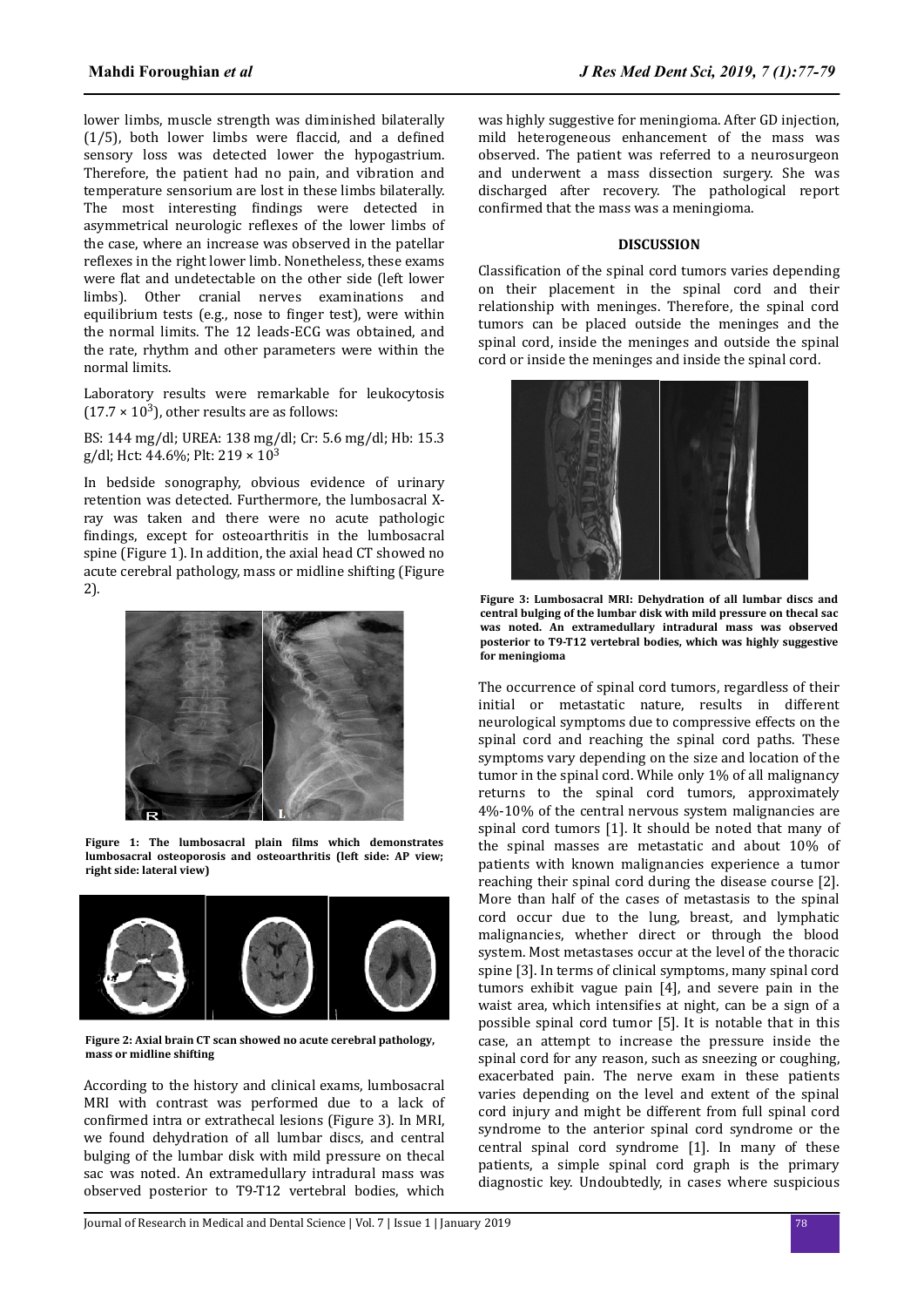lower limbs, muscle strength was diminished bilaterally (1/5), both lower limbs were flaccid, and a defined sensory loss was detected lower the hypogastrium. Therefore, the patient had no pain, and vibration and temperature sensorium are lost in these limbs bilaterally. The most interesting findings were detected in asymmetrical neurologic reflexes of the lower limbs of the case, where an increase was observed in the patellar reflexes in the right lower limb. Nonetheless, these exams were flat and undetectable on the other side (left lower limbs). Other cranial nerves examinations and equilibrium tests (e.g., nose to finger test), were within the normal limits. The 12 leads-ECG was obtained, and the rate, rhythm and other parameters were within the normal limits.

Laboratory results were remarkable for leukocytosis ($17.7 \times 10^3$), other results are as follows:

BS: 144 mg/dl; UREA: 138 mg/dl; Cr: 5.6 mg/dl; Hb: 15.3 g/dl; Hct: 44.6%; Plt: $219 \times 10^3$

In bedside sonography, obvious evidence of urinary retention was detected. Furthermore, the lumbosacral X-ray was taken and there were no acute pathologic findings, except for osteoarthritis in the lumbosacral spine (Figure 1). In addition, the axial head CT showed no acute cerebral pathology, mass or midline shifting (Figure 2).

**Figure 1: The lumbosacral plain films which demonstrates lumbosacral osteoporosis and osteoarthritis (left side: AP view; right side: lateral view)**

**Figure 2: Axial brain CT scan showed no acute cerebral pathology, mass or midline shifting**

According to the history and clinical exams, lumbosacral MRI with contrast was performed due to a lack of confirmed intra or extrathecal lesions (Figure 3). In MRI, we found dehydration of all lumbar discs, and central bulging of the lumbar disk with mild pressure on thecal sac was noted. An extramedullary intradural mass was observed posterior to T9-T12 vertebral bodies, which was highly suggestive for meningioma. After GD injection, mild heterogeneous enhancement of the mass was observed. The patient was referred to a neurosurgeon and underwent a mass dissection surgery. She was discharged after recovery. The pathological report confirmed that the mass was a meningioma.

## DISCUSSION

Classification of the spinal cord tumors varies depending on their placement in the spinal cord and their relationship with meninges. Therefore, the spinal cord tumors can be placed outside the meninges and the spinal cord, inside the meninges and outside the spinal cord or inside the meninges and inside the spinal cord.

**Figure 3: Lumbosacral MRI: Dehydration of all lumbar discs and central bulging of the lumbar disk with mild pressure on thecal sac was noted. An extramedullary intradural mass was observed posterior to T9-T12 vertebral bodies, which was highly suggestive for meningioma**

The occurrence of spinal cord tumors, regardless of their initial or metastatic nature, results in different neurological symptoms due to compressive effects on the spinal cord and reaching the spinal cord paths. These symptoms vary depending on the size and location of the tumor in the spinal cord. While only 1% of all malignancy returns to the spinal cord tumors, approximately 4%-10% of the central nervous system malignancies are spinal cord tumors [1]. It should be noted that many of the spinal masses are metastatic and about 10% of patients with known malignancies experience a tumor reaching their spinal cord during the disease course [2]. More than half of the cases of metastasis to the spinal cord occur due to the lung, breast, and lymphatic malignancies, whether direct or through the blood system. Most metastases occur at the level of the thoracic spine [3]. In terms of clinical symptoms, many spinal cord tumors exhibit vague pain [4], and severe pain in the waist area, which intensifies at night, can be a sign of a possible spinal cord tumor [5]. It is notable that in this case, an attempt to increase the pressure inside the spinal cord for any reason, such as sneezing or coughing, exacerbated pain. The nerve exam in these patients varies depending on the level and extent of the spinal cord injury and might be different from full spinal cord syndrome to the anterior spinal cord syndrome or the central spinal cord syndrome [1]. In many of these patients, a simple spinal cord graph is the primary diagnostic key. Undoubtedly, in cases where suspicious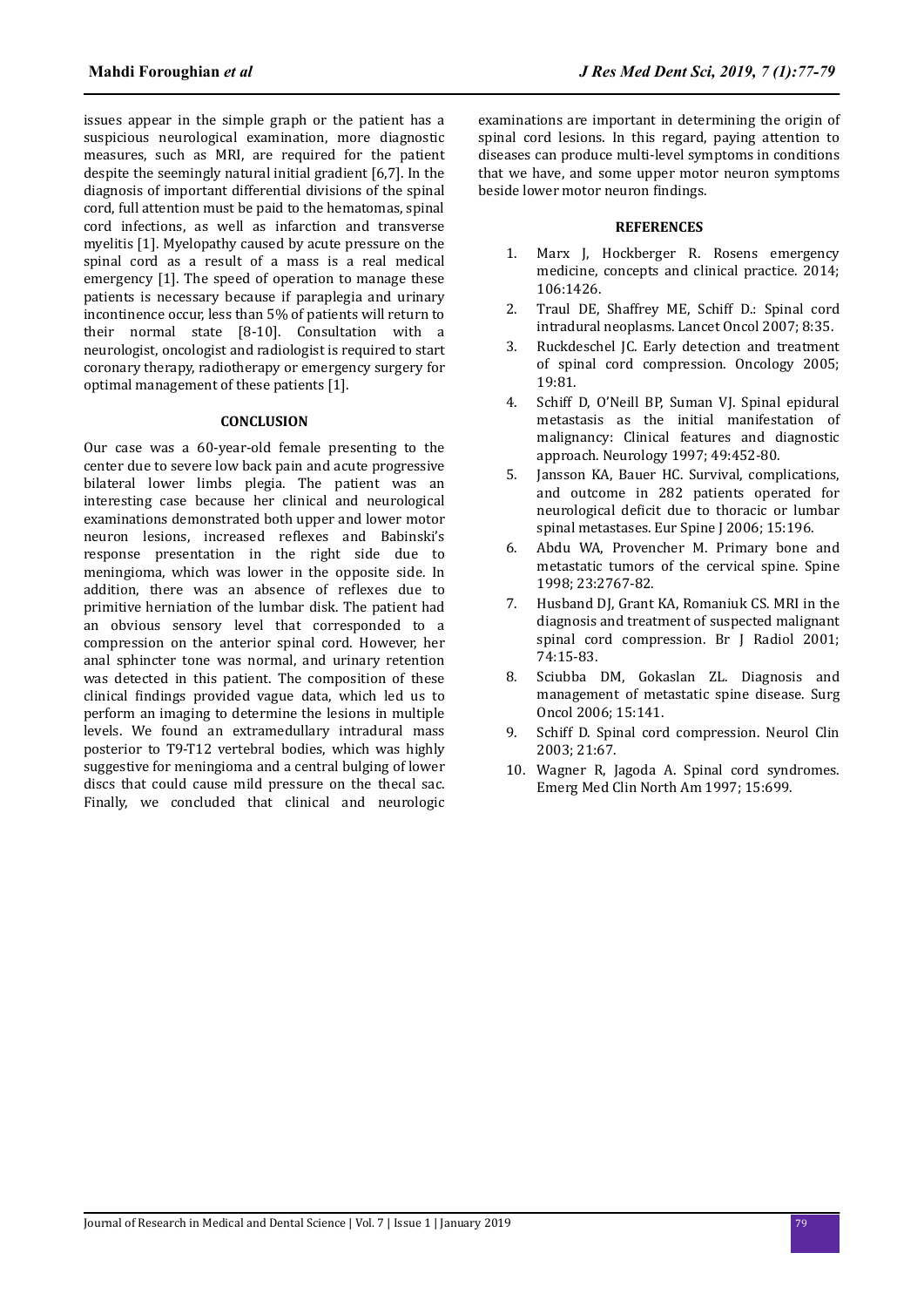issues appear in the simple graph or the patient has a suspicious neurological examination, more diagnostic measures, such as MRI, are required for the patient despite the seemingly natural initial gradient [6,7]. In the diagnosis of important differential divisions of the spinal cord, full attention must be paid to the hematomas, spinal cord infections, as well as infarction and transverse myelitis [1]. Myelopathy caused by acute pressure on the spinal cord as a result of a mass is a real medical emergency [1]. The speed of operation to manage these patients is necessary because if paraplegia and urinary incontinence occur, less than 5% of patients will return to their normal state [8-10]. Consultation with a neurologist, oncologist and radiologist is required to start coronary therapy, radiotherapy or emergency surgery for optimal management of these patients [1].

## CONCLUSION

Our case was a 60-year-old female presenting to the center due to severe low back pain and acute progressive bilateral lower limbs plegia. The patient was an interesting case because her clinical and neurological examinations demonstrated both upper and lower motor neuron lesions, increased reflexes and Babinski's response presentation in the right side due to meningioma, which was lower in the opposite side. In addition, there was an absence of reflexes due to primitive herniation of the lumbar disk. The patient had an obvious sensory level that corresponded to a compression on the anterior spinal cord. However, her anal sphincter tone was normal, and urinary retention was detected in this patient. The composition of these clinical findings provided vague data, which led us to perform an imaging to determine the lesions in multiple levels. We found an extramedullary intradural mass posterior to T9-T12 vertebral bodies, which was highly suggestive for meningioma and a central bulging of lower discs that could cause mild pressure on the thecal sac. Finally, we concluded that clinical and neurologic examinations are important in determining the origin of spinal cord lesions. In this regard, paying attention to diseases can produce multi-level symptoms in conditions that we have, and some upper motor neuron symptoms beside lower motor neuron findings.

## REFERENCES

1. Marx J, Hockberger R. Rosens emergency medicine, concepts and clinical practice. 2014; 106:1426.
2. Traul DE, Shaffrey ME, Schiff D.: Spinal cord intradural neoplasms. Lancet Oncol 2007; 8:35.
3. Ruckdeschel JC. Early detection and treatment of spinal cord compression. Oncology 2005; 19:81.
4. Schiff D, O'Neill BP, Suman VJ. Spinal epidural metastasis as the initial manifestation of malignancy: Clinical features and diagnostic approach. Neurology 1997; 49:452-80.
5. Jansson KA, Bauer HC. Survival, complications, and outcome in 282 patients operated for neurological deficit due to thoracic or lumbar spinal metastases. Eur Spine J 2006; 15:196.
6. Abdu WA, Provencher M. Primary bone and metastatic tumors of the cervical spine. Spine 1998; 23:2767-82.
7. Husband DJ, Grant KA, Romaniuk CS. MRI in the diagnosis and treatment of suspected malignant spinal cord compression. Br J Radiol 2001; 74:15-83.
8. Sciubba DM, Gokaslan ZL. Diagnosis and management of metastatic spine disease. Surg Oncol 2006; 15:141.
9. Schiff D. Spinal cord compression. Neurol Clin 2003; 21:67.
10. Wagner R, Jagoda A. Spinal cord syndromes. Emerg Med Clin North Am 1997; 15:699.